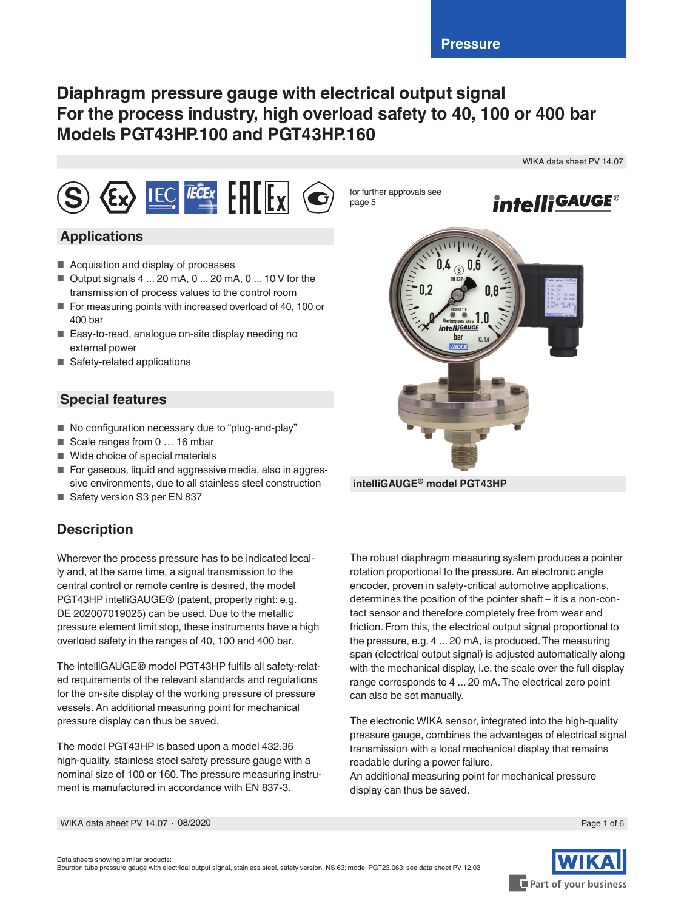Pressure

# Diaphragm pressure gauge with electrical output signal
# For the process industry, high overload safety to 40, 100 or 400 bar
# Models PGT43HP.100 and PGT43HP.160

WIKA data sheet PV 14.07

for further approvals see page 5

## Applications

- Acquisition and display of processes
- Output signals 4 ... 20 mA, 0 ... 20 mA, 0 ... 10 V for the transmission of process values to the control room
- For measuring points with increased overload of 40, 100 or 400 bar
- Easy-to-read, analogue on-site display needing no external power
- Safety-related applications

## Special features

- No configuration necessary due to “plug-and-play”
- Scale ranges from 0 … 16 mbar
- Wide choice of special materials
- For gaseous, liquid and aggressive media, also in aggressive environments, due to all stainless steel construction
- Safety version S3 per EN 837

intelliGAUGE® model PGT43HP

## Description

Wherever the process pressure has to be indicated locally and, at the same time, a signal transmission to the central control or remote centre is desired, the model PGT43HP intelliGAUGE® (patent, property right: e.g. DE 202007019025) can be used. Due to the metallic pressure element limit stop, these instruments have a high overload safety in the ranges of 40, 100 and 400 bar.

The intelliGAUGE® model PGT43HP fulfils all safety-related requirements of the relevant standards and regulations for the on-site display of the working pressure of pressure vessels. An additional measuring point for mechanical pressure display can thus be saved.

The model PGT43HP is based upon a model 432.36 high-quality, stainless steel safety pressure gauge with a nominal size of 100 or 160. The pressure measuring instrument is manufactured in accordance with EN 837-3.

The robust diaphragm measuring system produces a pointer rotation proportional to the pressure. An electronic angle encoder, proven in safety-critical automotive applications, determines the position of the pointer shaft – it is a non-contact sensor and therefore completely free from wear and friction. From this, the electrical output signal proportional to the pressure, e.g. 4 ... 20 mA, is produced. The measuring span (electrical output signal) is adjusted automatically along with the mechanical display, i.e. the scale over the full display range corresponds to 4 ... 20 mA. The electrical zero point can also be set manually.

The electronic WIKA sensor, integrated into the high-quality pressure gauge, combines the advantages of electrical signal transmission with a local mechanical display that remains readable during a power failure.
An additional measuring point for mechanical pressure display can thus be saved.

Data sheets showing similar products:
Bourdon tube pressure gauge with electrical output signal, stainless steel, safety version, NS 63; model PGT23.063; see data sheet PV 12.03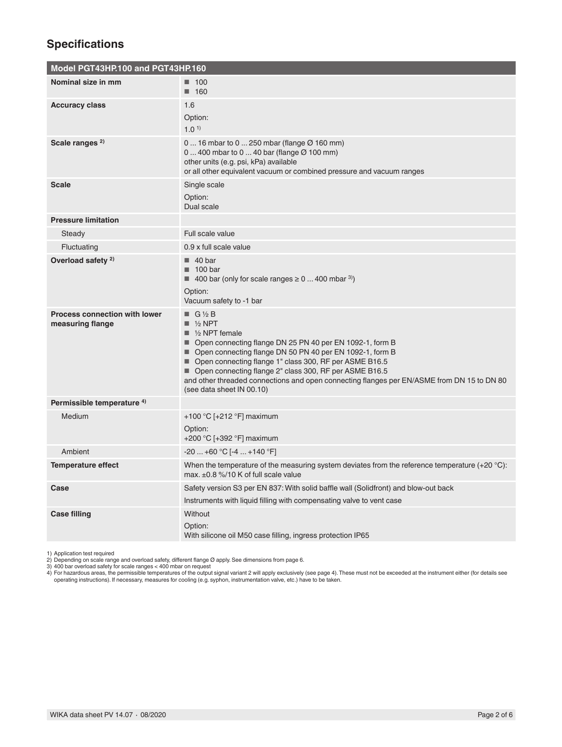## Specifications

| Model PGT43HP.100 and PGT43HP.160 | |
|---|---|
| **Nominal size in mm** | ■ 100<br>■ 160 |
| **Accuracy class** | 1.6<br>Option:<br>1.0 [1] |
| **Scale ranges [2]** | 0 ... 16 mbar to 0 ... 250 mbar (flange Ø 160 mm)<br>0 ... 400 mbar to 0 ... 40 bar (flange Ø 100 mm)<br>other units (e.g. psi, kPa) available<br>or all other equivalent vacuum or combined pressure and vacuum ranges |
| **Scale** | Single scale<br>Option:<br>Dual scale |
| **Pressure limitation** | |
| Steady | Full scale value |
| Fluctuating | 0.9 x full scale value |
| **Overload safety [2]** | ■ 40 bar<br>■ 100 bar<br>■ 400 bar (only for scale ranges ≥ 0 ... 400 mbar [3])<br>Option:<br>Vacuum safety to -1 bar |
| **Process connection with lower measuring flange** | ■ G ½ B<br>■ ½ NPT<br>■ ½ NPT female<br>■ Open connecting flange DN 25 PN 40 per EN 1092-1, form B<br>■ Open connecting flange DN 50 PN 40 per EN 1092-1, form B<br>■ Open connecting flange 1" class 300, RF per ASME B16.5<br>■ Open connecting flange 2" class 300, RF per ASME B16.5<br>and other threaded connections and open connecting flanges per EN/ASME from DN 15 to DN 80 (see data sheet IN 00.10) |
| **Permissible temperature [4]** | |
| Medium | +100 °C [+212 °F] maximum<br>Option:<br>+200 °C [+392 °F] maximum |
| Ambient | -20 ... +60 °C [-4 ... +140 °F] |
| **Temperature effect** | When the temperature of the measuring system deviates from the reference temperature (+20 °C): max. ±0.8 %/10 K of full scale value |
| **Case** | Safety version S3 per EN 837: With solid baffle wall (Solidfront) and blow-out back<br>Instruments with liquid filling with compensating valve to vent case |
| **Case filling** | Without<br>Option:<br>With silicone oil M50 case filling, ingress protection IP65 |

1) Application test required
2) Depending on scale range and overload safety, different flange Ø apply. See dimensions from page 6.
3) 400 bar overload safety for scale ranges < 400 mbar on request
4) For hazardous areas, the permissible temperatures of the output signal variant 2 will apply exclusively (see page 4). These must not be exceeded at the instrument either (for details see operating instructions). If necessary, measures for cooling (e.g. syphon, instrumentation valve, etc.) have to be taken.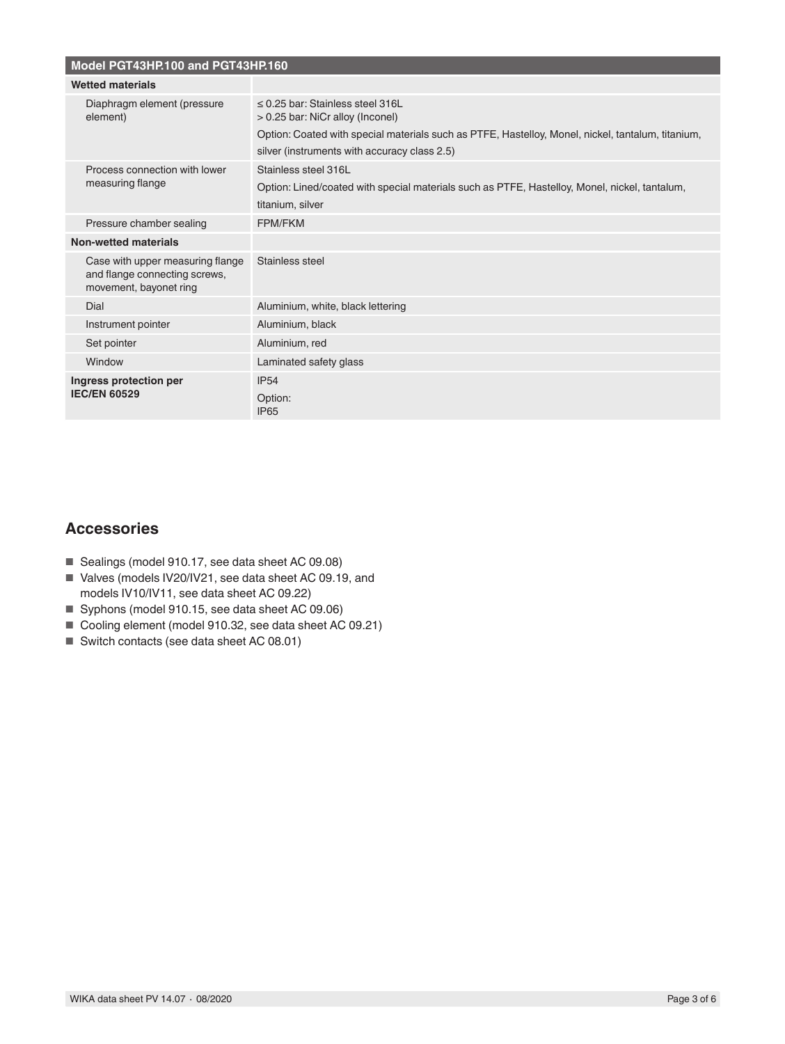| Model PGT43HP.100 and PGT43HP.160 | |
|---|---|
| **Wetted materials** | |
| Diaphragm element (pressure element) | ≤ 0.25 bar: Stainless steel 316L<br>> 0.25 bar: NiCr alloy (Inconel)<br>Option: Coated with special materials such as PTFE, Hastelloy, Monel, nickel, tantalum, titanium, silver (instruments with accuracy class 2.5) |
| Process connection with lower measuring flange | Stainless steel 316L<br>Option: Lined/coated with special materials such as PTFE, Hastelloy, Monel, nickel, tantalum, titanium, silver |
| Pressure chamber sealing | FPM/FKM |
| **Non-wetted materials** | |
| Case with upper measuring flange and flange connecting screws, movement, bayonet ring | Stainless steel |
| Dial | Aluminium, white, black lettering |
| Instrument pointer | Aluminium, black |
| Set pointer | Aluminium, red |
| Window | Laminated safety glass |
| **Ingress protection per IEC/EN 60529** | IP54<br>Option:<br>IP65 |

## Accessories

- Sealings (model 910.17, see data sheet AC 09.08)
- Valves (models IV20/IV21, see data sheet AC 09.19, and models IV10/IV11, see data sheet AC 09.22)
- Syphons (model 910.15, see data sheet AC 09.06)
- Cooling element (model 910.32, see data sheet AC 09.21)
- Switch contacts (see data sheet AC 08.01)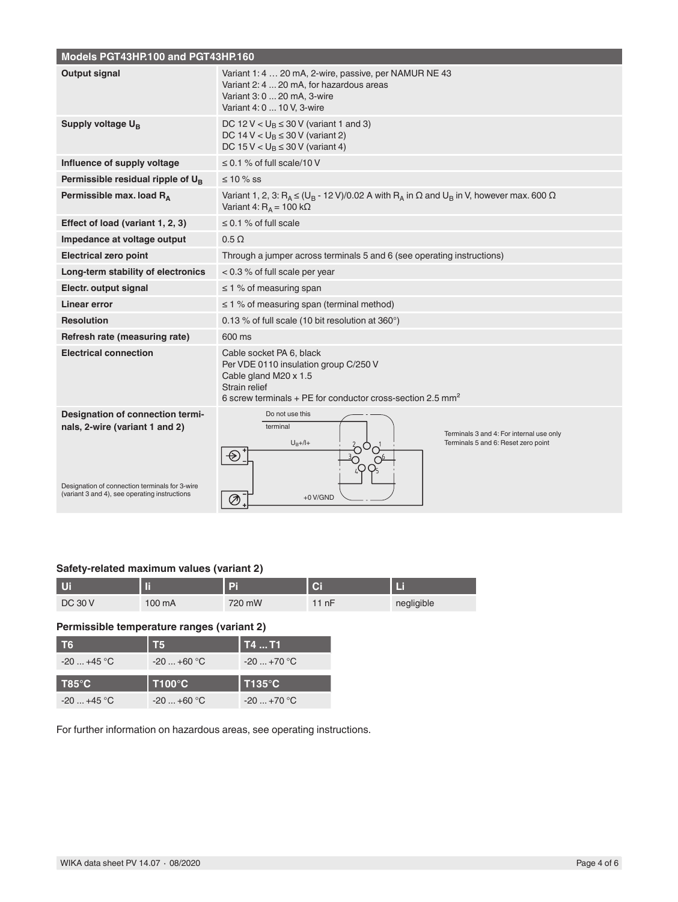| Models PGT43HP.100 and PGT43HP.160 | |
|---|---|
| **Output signal** | Variant 1: 4 … 20 mA, 2-wire, passive, per NAMUR NE 43<br>Variant 2: 4 ... 20 mA, for hazardous areas<br>Variant 3: 0 ... 20 mA, 3-wire<br>Variant 4: 0 ... 10 V, 3-wire |
| **Supply voltage $U_B$** | DC 12 V < $U_B$ ≤ 30 V (variant 1 and 3)<br>DC 14 V < $U_B$ ≤ 30 V (variant 2)<br>DC 15 V < $U_B$ ≤ 30 V (variant 4) |
| **Influence of supply voltage** | ≤ 0.1 % of full scale/10 V |
| **Permissible residual ripple of $U_B$** | ≤ 10 % ss |
| **Permissible max. load $R_A$** | Variant 1, 2, 3: $R_A \leq (U_B - 12\ V)/0.02\ A$ with $R_A$ in Ω and $U_B$ in V, however max. 600 Ω<br>Variant 4: $R_A$ = 100 kΩ |
| **Effect of load (variant 1, 2, 3)** | ≤ 0.1 % of full scale |
| **Impedance at voltage output** | 0.5 Ω |
| **Electrical zero point** | Through a jumper across terminals 5 and 6 (see operating instructions) |
| **Long-term stability of electronics** | < 0.3 % of full scale per year |
| **Electr. output signal** | ≤ 1 % of measuring span |
| **Linear error** | ≤ 1 % of measuring span (terminal method) |
| **Resolution** | 0.13 % of full scale (10 bit resolution at 360°) |
| **Refresh rate (measuring rate)** | 600 ms |
| **Electrical connection** | Cable socket PA 6, black<br>Per VDE 0110 insulation group C/250 V<br>Cable gland M20 x 1.5<br>Strain relief<br>6 screw terminals + PE for conductor cross-section 2.5 mm² |
| **Designation of connection terminals, 2-wire (variant 1 and 2)**<br><br>Designation of connection terminals for 3-wire (variant 3 and 4), see operating instructions | Do not use this terminal<br>$U_B$+/I+<br>+0 V/GND<br>Terminals 3 and 4: For internal use only<br>Terminals 5 and 6: Reset zero point |

### Safety-related maximum values (variant 2)

| Ui | Ii | Pi | Ci | Li |
|---|---|---|---|---|
| DC 30 V | 100 mA | 720 mW | 11 nF | negligible |

### Permissible temperature ranges (variant 2)

| T6 | T5 | T4 ... T1 |
|---|---|---|
| -20 ... +45 °C | -20 ... +60 °C | -20 ... +70 °C |
| **T85°C** | **T100°C** | **T135°C** |
| -20 ... +45 °C | -20 ... +60 °C | -20 ... +70 °C |

For further information on hazardous areas, see operating instructions.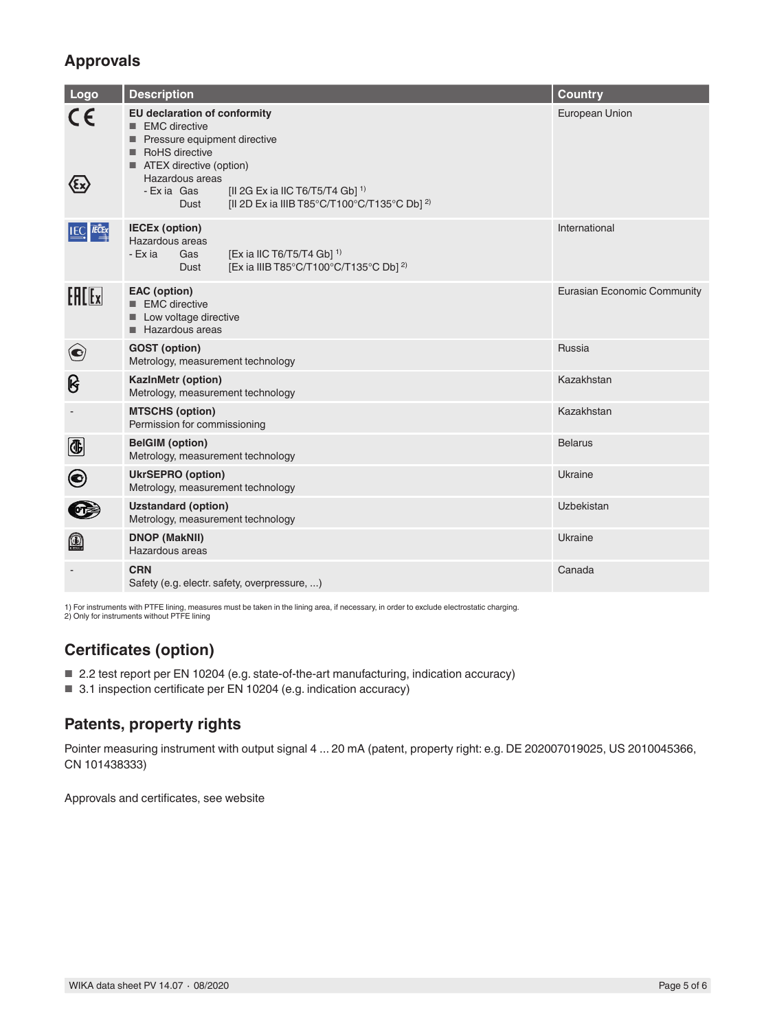## Approvals

| Logo | Description | Country |
|---|---|---|
| | **EU declaration of conformity**<br>■ EMC directive<br>■ Pressure equipment directive<br>■ RoHS directive<br>■ ATEX directive (option)<br>Hazardous areas<br>- Ex ia Gas [II 2G Ex ia IIC T6/T5/T4 Gb] [1)]<br>Dust [II 2D Ex ia IIIB T85°C/T100°C/T135°C Db] [2)] | European Union |
| | **IECEx (option)**<br>Hazardous areas<br>- Ex ia Gas [Ex ia IIC T6/T5/T4 Gb] [1)]<br>Dust [Ex ia IIIB T85°C/T100°C/T135°C Db] [2)] | International |
| | **EAC (option)**<br>■ EMC directive<br>■ Low voltage directive<br>■ Hazardous areas | Eurasian Economic Community |
| | **GOST (option)**<br>Metrology, measurement technology | Russia |
| | **KazInMetr (option)**<br>Metrology, measurement technology | Kazakhstan |
| - | **MTSCHS (option)**<br>Permission for commissioning | Kazakhstan |
| | **BelGIM (option)**<br>Metrology, measurement technology | Belarus |
| | **UkrSEPRO (option)**<br>Metrology, measurement technology | Ukraine |
| | **Uzstandard (option)**<br>Metrology, measurement technology | Uzbekistan |
| | **DNOP (MakNII)**<br>Hazardous areas | Ukraine |
| - | **CRN**<br>Safety (e.g. electr. safety, overpressure, ...) | Canada |

1) For instruments with PTFE lining, measures must be taken in the lining area, if necessary, in order to exclude electrostatic charging.
2) Only for instruments without PTFE lining

## Certificates (option)

- 2.2 test report per EN 10204 (e.g. state-of-the-art manufacturing, indication accuracy)
- 3.1 inspection certificate per EN 10204 (e.g. indication accuracy)

## Patents, property rights

Pointer measuring instrument with output signal 4 ... 20 mA (patent, property right: e.g. DE 202007019025, US 2010045366, CN 101438333)

Approvals and certificates, see website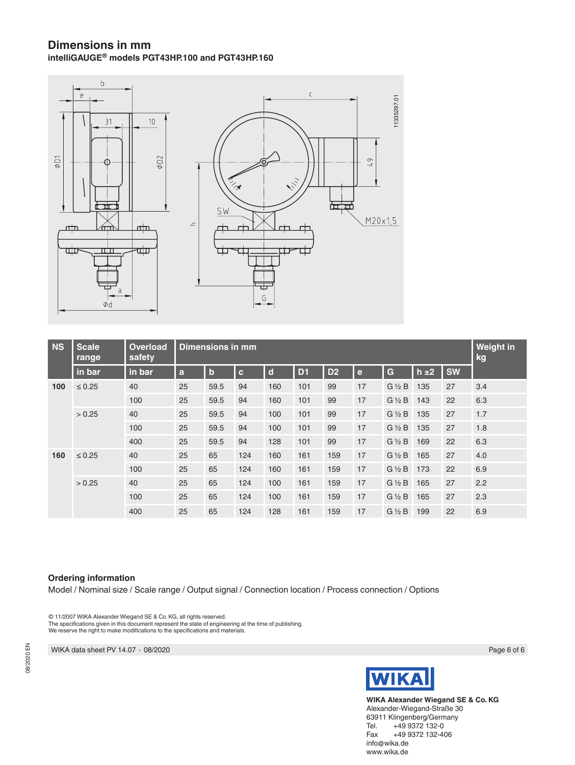## Dimensions in mm

**intelliGAUGE® models PGT43HP.100 and PGT43HP.160**

b

e

31

10

ØD1

ØD2

a

Ød

c

11335297.01

49

SW

h

M20x1,5

G

| NS | Scale range | Overload safety | Dimensions in mm | | | | | | | | | | Weight in kg |
|---|---|---|---|---|---|---|---|---|---|---|---|---|---|
| | in bar | in bar | a | b | c | d | D1 | D2 | e | G | h ±2 | SW | |
| 100 | ≤ 0.25 | 40 | 25 | 59.5 | 94 | 160 | 101 | 99 | 17 | G ½ B | 135 | 27 | 3.4 |
| | | 100 | 25 | 59.5 | 94 | 160 | 101 | 99 | 17 | G ½ B | 143 | 22 | 6.3 |
| | > 0.25 | 40 | 25 | 59.5 | 94 | 100 | 101 | 99 | 17 | G ½ B | 135 | 27 | 1.7 |
| | | 100 | 25 | 59.5 | 94 | 100 | 101 | 99 | 17 | G ½ B | 135 | 27 | 1.8 |
| | | 400 | 25 | 59.5 | 94 | 128 | 101 | 99 | 17 | G ½ B | 169 | 22 | 6.3 |
| 160 | ≤ 0.25 | 40 | 25 | 65 | 124 | 160 | 161 | 159 | 17 | G ½ B | 165 | 27 | 4.0 |
| | | 100 | 25 | 65 | 124 | 160 | 161 | 159 | 17 | G ½ B | 173 | 22 | 6.9 |
| | > 0.25 | 40 | 25 | 65 | 124 | 100 | 161 | 159 | 17 | G ½ B | 165 | 27 | 2.2 |
| | | 100 | 25 | 65 | 124 | 100 | 161 | 159 | 17 | G ½ B | 165 | 27 | 2.3 |
| | | 400 | 25 | 65 | 124 | 128 | 161 | 159 | 17 | G ½ B | 199 | 22 | 6.9 |

### Ordering information

Model / Nominal size / Scale range / Output signal / Connection location / Process connection / Options

© 11/2007 WIKA Alexander Wiegand SE & Co. KG, all rights reserved.
The specifications given in this document represent the state of engineering at the time of publishing.
We reserve the right to make modifications to the specifications and materials.

WIKA

**WIKA Alexander Wiegand SE & Co. KG**
Alexander-Wiegand-Straße 30
63911 Klingenberg/Germany
Tel. +49 9372 132-0
Fax +49 9372 132-406
info@wika.de
www.wika.de